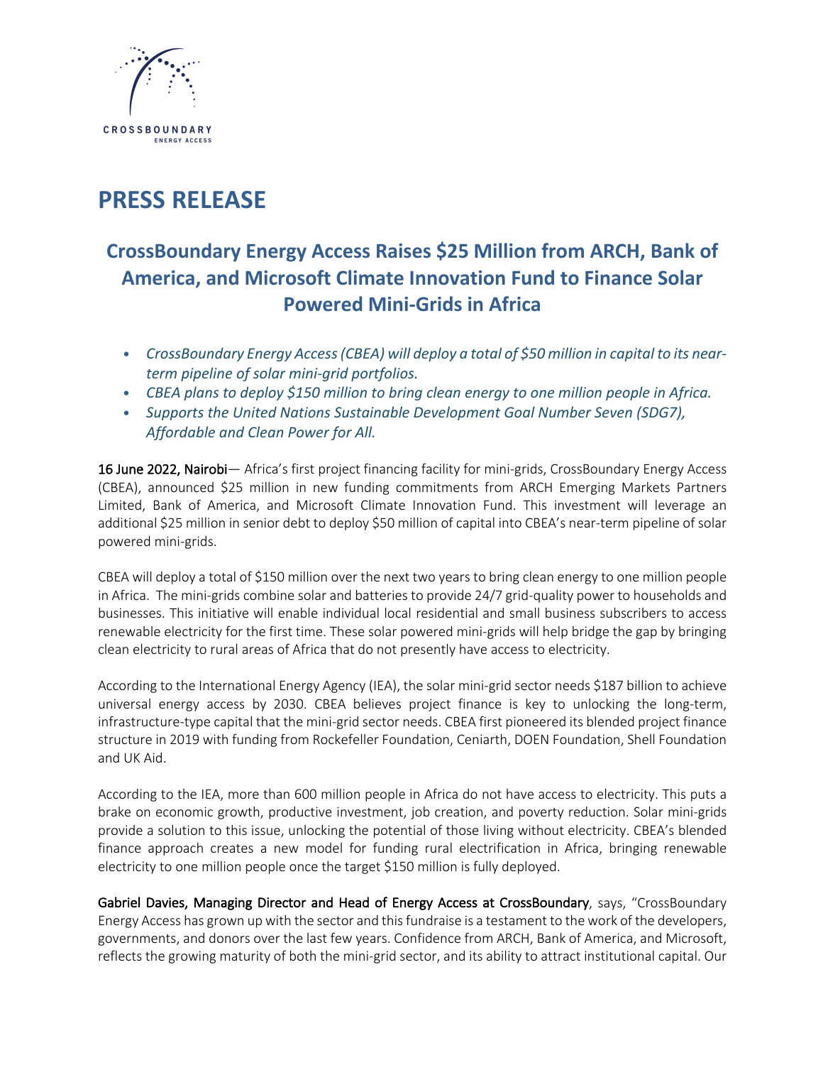CROSSBOUNDARY
ENERGY ACCESS

# PRESS RELEASE

## CrossBoundary Energy Access Raises $25 Million from ARCH, Bank of America, and Microsoft Climate Innovation Fund to Finance Solar Powered Mini-Grids in Africa

- *CrossBoundary Energy Access (CBEA) will deploy a total of $50 million in capital to its near-term pipeline of solar mini-grid portfolios.*
- *CBEA plans to deploy $150 million to bring clean energy to one million people in Africa.*
- *Supports the United Nations Sustainable Development Goal Number Seven (SDG7), Affordable and Clean Power for All.*

16 June 2022, Nairobi— Africa's first project financing facility for mini-grids, CrossBoundary Energy Access (CBEA), announced $25 million in new funding commitments from ARCH Emerging Markets Partners Limited, Bank of America, and Microsoft Climate Innovation Fund. This investment will leverage an additional $25 million in senior debt to deploy $50 million of capital into CBEA's near-term pipeline of solar powered mini-grids.

CBEA will deploy a total of $150 million over the next two years to bring clean energy to one million people in Africa. The mini-grids combine solar and batteries to provide 24/7 grid-quality power to households and businesses. This initiative will enable individual local residential and small business subscribers to access renewable electricity for the first time. These solar powered mini-grids will help bridge the gap by bringing clean electricity to rural areas of Africa that do not presently have access to electricity.

According to the International Energy Agency (IEA), the solar mini-grid sector needs $187 billion to achieve universal energy access by 2030. CBEA believes project finance is key to unlocking the long-term, infrastructure-type capital that the mini-grid sector needs. CBEA first pioneered its blended project finance structure in 2019 with funding from Rockefeller Foundation, Ceniarth, DOEN Foundation, Shell Foundation and UK Aid.

According to the IEA, more than 600 million people in Africa do not have access to electricity. This puts a brake on economic growth, productive investment, job creation, and poverty reduction. Solar mini-grids provide a solution to this issue, unlocking the potential of those living without electricity. CBEA's blended finance approach creates a new model for funding rural electrification in Africa, bringing renewable electricity to one million people once the target $150 million is fully deployed.

Gabriel Davies, Managing Director and Head of Energy Access at CrossBoundary, says, "CrossBoundary Energy Access has grown up with the sector and this fundraise is a testament to the work of the developers, governments, and donors over the last few years. Confidence from ARCH, Bank of America, and Microsoft, reflects the growing maturity of both the mini-grid sector, and its ability to attract institutional capital. Our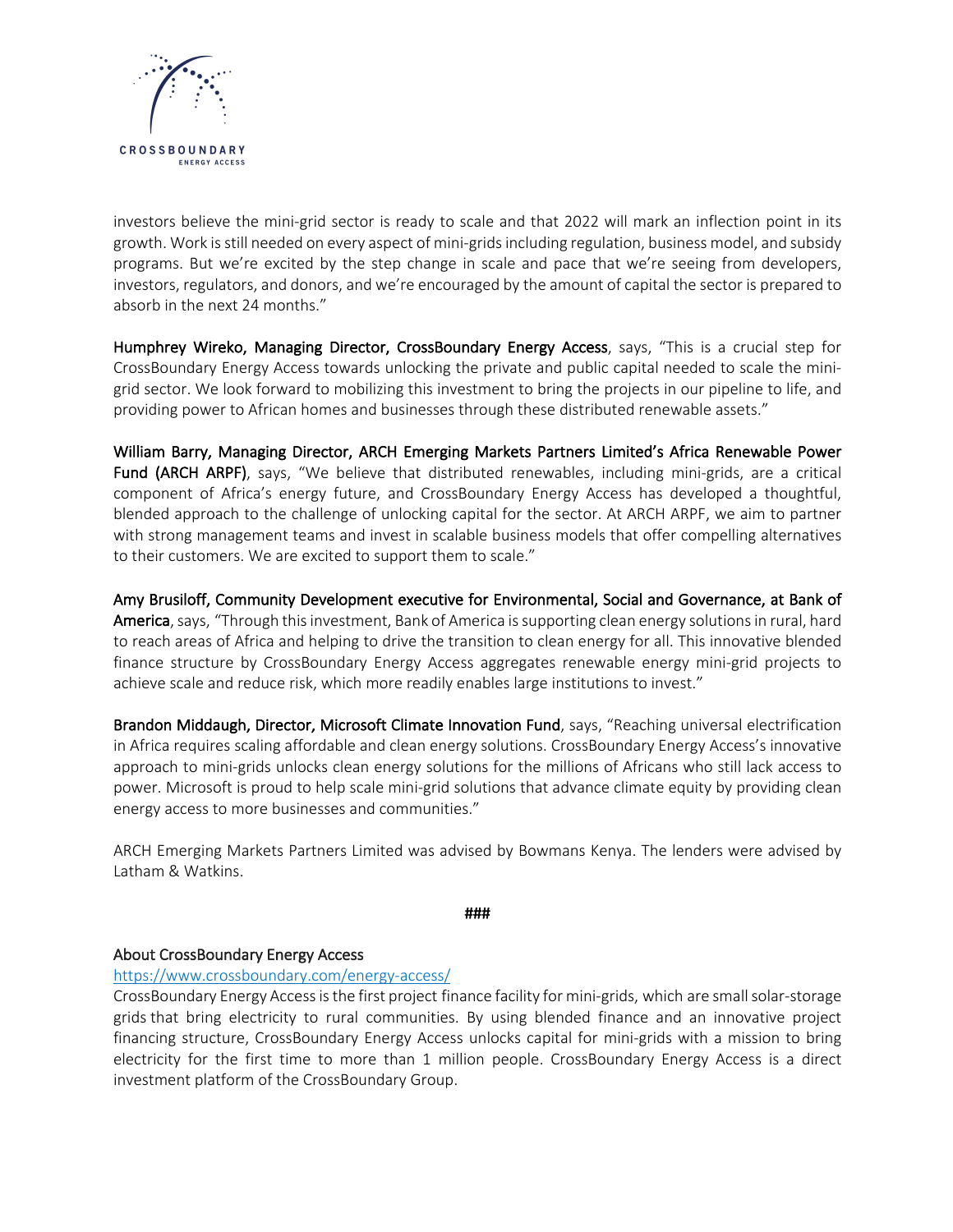investors believe the mini-grid sector is ready to scale and that 2022 will mark an inflection point in its growth. Work is still needed on every aspect of mini-grids including regulation, business model, and subsidy programs. But we're excited by the step change in scale and pace that we're seeing from developers, investors, regulators, and donors, and we're encouraged by the amount of capital the sector is prepared to absorb in the next 24 months."

**Humphrey Wireko, Managing Director, CrossBoundary Energy Access**, says, "This is a crucial step for CrossBoundary Energy Access towards unlocking the private and public capital needed to scale the mini-grid sector. We look forward to mobilizing this investment to bring the projects in our pipeline to life, and providing power to African homes and businesses through these distributed renewable assets."

**William Barry, Managing Director, ARCH Emerging Markets Partners Limited's Africa Renewable Power Fund (ARCH ARPF)**, says, "We believe that distributed renewables, including mini-grids, are a critical component of Africa's energy future, and CrossBoundary Energy Access has developed a thoughtful, blended approach to the challenge of unlocking capital for the sector. At ARCH ARPF, we aim to partner with strong management teams and invest in scalable business models that offer compelling alternatives to their customers. We are excited to support them to scale."

**Amy Brusiloff, Community Development executive for Environmental, Social and Governance, at Bank of America**, says, "Through this investment, Bank of America is supporting clean energy solutions in rural, hard to reach areas of Africa and helping to drive the transition to clean energy for all. This innovative blended finance structure by CrossBoundary Energy Access aggregates renewable energy mini-grid projects to achieve scale and reduce risk, which more readily enables large institutions to invest."

**Brandon Middaugh, Director, Microsoft Climate Innovation Fund**, says, "Reaching universal electrification in Africa requires scaling affordable and clean energy solutions. CrossBoundary Energy Access's innovative approach to mini-grids unlocks clean energy solutions for the millions of Africans who still lack access to power. Microsoft is proud to help scale mini-grid solutions that advance climate equity by providing clean energy access to more businesses and communities."

ARCH Emerging Markets Partners Limited was advised by Bowmans Kenya. The lenders were advised by Latham & Watkins.

###

## About CrossBoundary Energy Access

https://www.crossboundary.com/energy-access/

CrossBoundary Energy Access is the first project finance facility for mini-grids, which are small solar-storage grids that bring electricity to rural communities. By using blended finance and an innovative project financing structure, CrossBoundary Energy Access unlocks capital for mini-grids with a mission to bring electricity for the first time to more than 1 million people. CrossBoundary Energy Access is a direct investment platform of the CrossBoundary Group.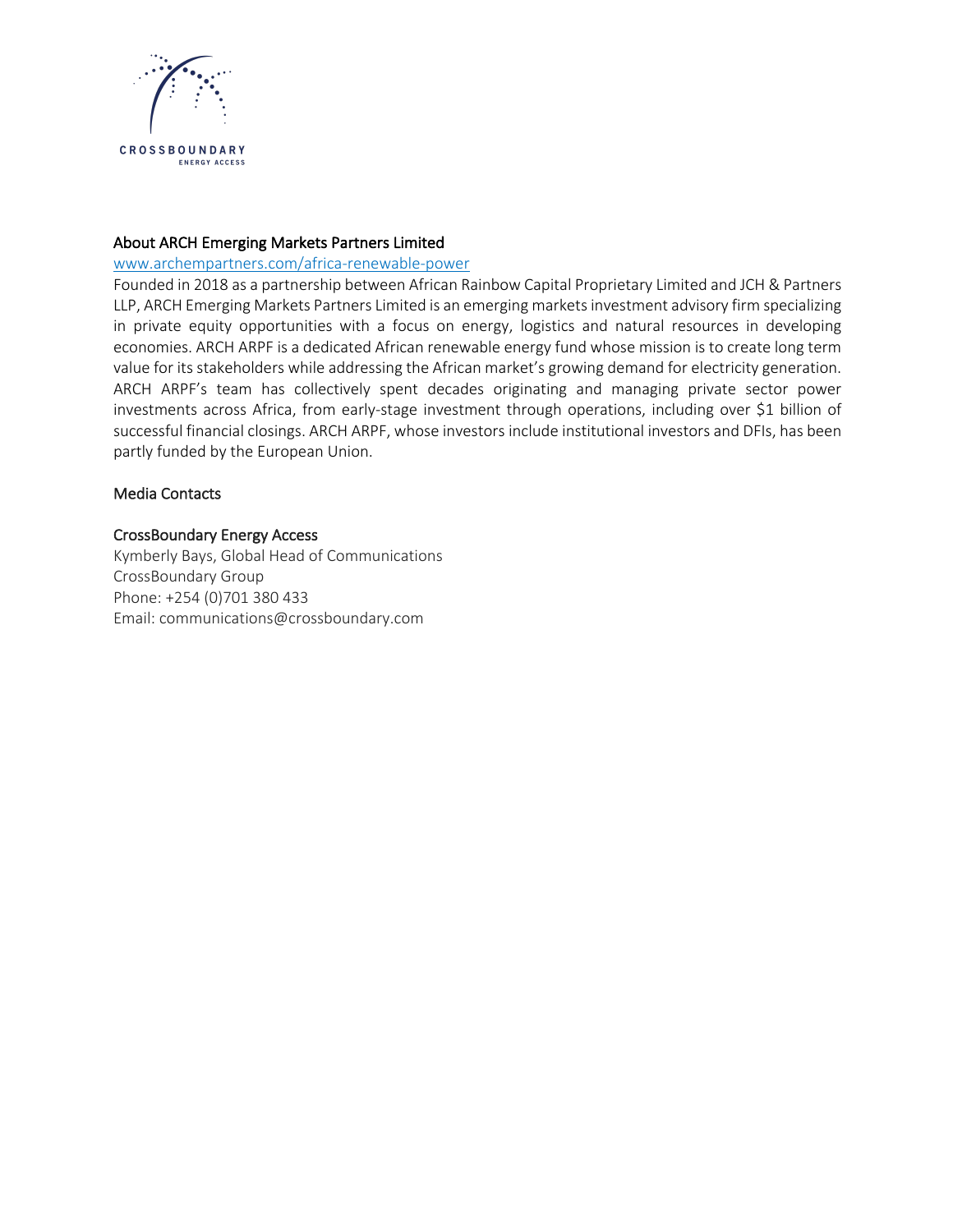## About ARCH Emerging Markets Partners Limited

[www.archempartners.com/africa-renewable-power](www.archempartners.com/africa-renewable-power)

Founded in 2018 as a partnership between African Rainbow Capital Proprietary Limited and JCH & Partners LLP, ARCH Emerging Markets Partners Limited is an emerging markets investment advisory firm specializing in private equity opportunities with a focus on energy, logistics and natural resources in developing economies. ARCH ARPF is a dedicated African renewable energy fund whose mission is to create long term value for its stakeholders while addressing the African market's growing demand for electricity generation. ARCH ARPF's team has collectively spent decades originating and managing private sector power investments across Africa, from early-stage investment through operations, including over $1 billion of successful financial closings. ARCH ARPF, whose investors include institutional investors and DFIs, has been partly funded by the European Union.

## Media Contacts

### CrossBoundary Energy Access

Kymberly Bays, Global Head of Communications
CrossBoundary Group
Phone: +254 (0)701 380 433
Email: communications@crossboundary.com